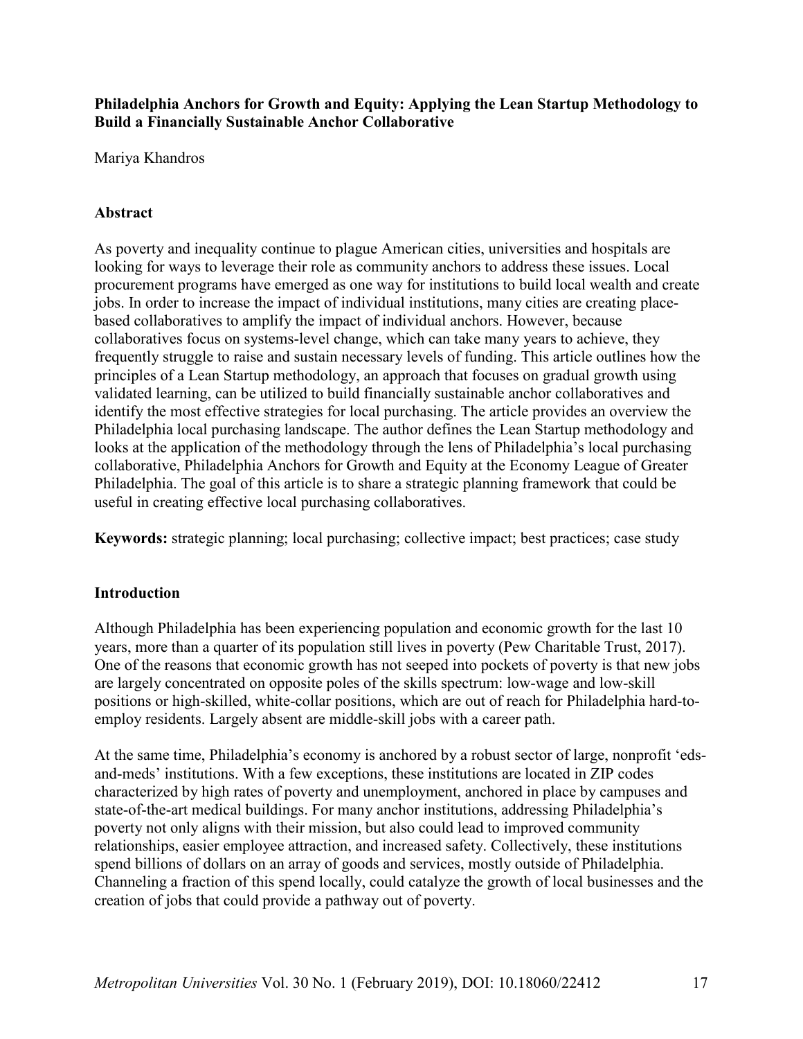**Philadelphia Anchors for Growth and Equity: Applying the Lean Startup Methodology to Build a Financially Sustainable Anchor Collaborative**

Mariya Khandros

## Abstract

As poverty and inequality continue to plague American cities, universities and hospitals are looking for ways to leverage their role as community anchors to address these issues. Local procurement programs have emerged as one way for institutions to build local wealth and create jobs. In order to increase the impact of individual institutions, many cities are creating place-based collaboratives to amplify the impact of individual anchors. However, because collaboratives focus on systems-level change, which can take many years to achieve, they frequently struggle to raise and sustain necessary levels of funding. This article outlines how the principles of a Lean Startup methodology, an approach that focuses on gradual growth using validated learning, can be utilized to build financially sustainable anchor collaboratives and identify the most effective strategies for local purchasing. The article provides an overview the Philadelphia local purchasing landscape. The author defines the Lean Startup methodology and looks at the application of the methodology through the lens of Philadelphia's local purchasing collaborative, Philadelphia Anchors for Growth and Equity at the Economy League of Greater Philadelphia. The goal of this article is to share a strategic planning framework that could be useful in creating effective local purchasing collaboratives.

**Keywords:** strategic planning; local purchasing; collective impact; best practices; case study

## Introduction

Although Philadelphia has been experiencing population and economic growth for the last 10 years, more than a quarter of its population still lives in poverty (Pew Charitable Trust, 2017). One of the reasons that economic growth has not seeped into pockets of poverty is that new jobs are largely concentrated on opposite poles of the skills spectrum: low-wage and low-skill positions or high-skilled, white-collar positions, which are out of reach for Philadelphia hard-to-employ residents. Largely absent are middle-skill jobs with a career path.

At the same time, Philadelphia's economy is anchored by a robust sector of large, nonprofit 'eds-and-meds' institutions. With a few exceptions, these institutions are located in ZIP codes characterized by high rates of poverty and unemployment, anchored in place by campuses and state-of-the-art medical buildings. For many anchor institutions, addressing Philadelphia's poverty not only aligns with their mission, but also could lead to improved community relationships, easier employee attraction, and increased safety. Collectively, these institutions spend billions of dollars on an array of goods and services, mostly outside of Philadelphia. Channeling a fraction of this spend locally, could catalyze the growth of local businesses and the creation of jobs that could provide a pathway out of poverty.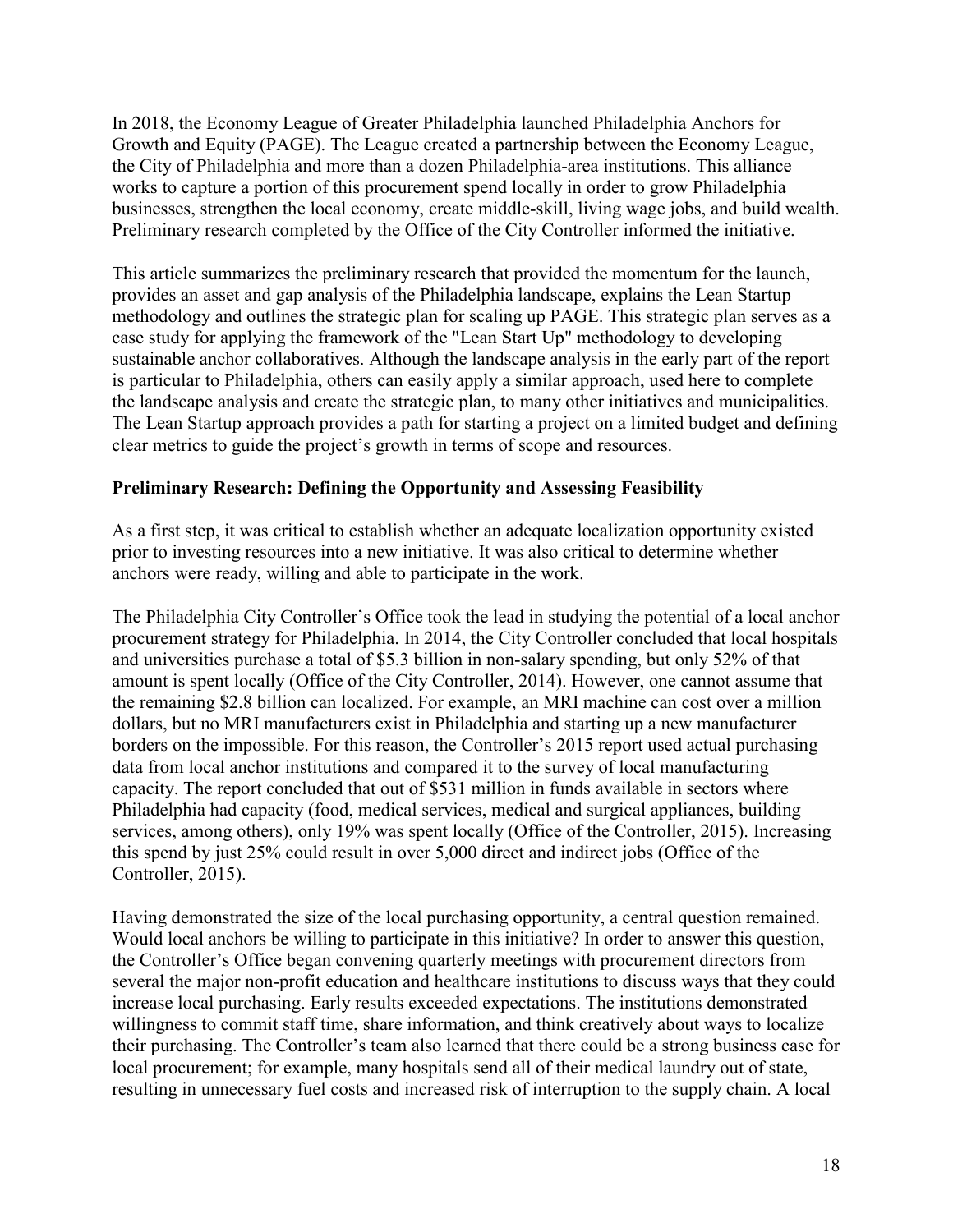In 2018, the Economy League of Greater Philadelphia launched Philadelphia Anchors for Growth and Equity (PAGE). The League created a partnership between the Economy League, the City of Philadelphia and more than a dozen Philadelphia-area institutions. This alliance works to capture a portion of this procurement spend locally in order to grow Philadelphia businesses, strengthen the local economy, create middle-skill, living wage jobs, and build wealth. Preliminary research completed by the Office of the City Controller informed the initiative.

This article summarizes the preliminary research that provided the momentum for the launch, provides an asset and gap analysis of the Philadelphia landscape, explains the Lean Startup methodology and outlines the strategic plan for scaling up PAGE. This strategic plan serves as a case study for applying the framework of the "Lean Start Up" methodology to developing sustainable anchor collaboratives. Although the landscape analysis in the early part of the report is particular to Philadelphia, others can easily apply a similar approach, used here to complete the landscape analysis and create the strategic plan, to many other initiatives and municipalities. The Lean Startup approach provides a path for starting a project on a limited budget and defining clear metrics to guide the project's growth in terms of scope and resources.

**Preliminary Research: Defining the Opportunity and Assessing Feasibility**

As a first step, it was critical to establish whether an adequate localization opportunity existed prior to investing resources into a new initiative. It was also critical to determine whether anchors were ready, willing and able to participate in the work.

The Philadelphia City Controller's Office took the lead in studying the potential of a local anchor procurement strategy for Philadelphia. In 2014, the City Controller concluded that local hospitals and universities purchase a total of $5.3 billion in non-salary spending, but only 52% of that amount is spent locally (Office of the City Controller, 2014). However, one cannot assume that the remaining $2.8 billion can localized. For example, an MRI machine can cost over a million dollars, but no MRI manufacturers exist in Philadelphia and starting up a new manufacturer borders on the impossible. For this reason, the Controller's 2015 report used actual purchasing data from local anchor institutions and compared it to the survey of local manufacturing capacity. The report concluded that out of $531 million in funds available in sectors where Philadelphia had capacity (food, medical services, medical and surgical appliances, building services, among others), only 19% was spent locally (Office of the Controller, 2015). Increasing this spend by just 25% could result in over 5,000 direct and indirect jobs (Office of the Controller, 2015).

Having demonstrated the size of the local purchasing opportunity, a central question remained. Would local anchors be willing to participate in this initiative? In order to answer this question, the Controller's Office began convening quarterly meetings with procurement directors from several the major non-profit education and healthcare institutions to discuss ways that they could increase local purchasing. Early results exceeded expectations. The institutions demonstrated willingness to commit staff time, share information, and think creatively about ways to localize their purchasing. The Controller's team also learned that there could be a strong business case for local procurement; for example, many hospitals send all of their medical laundry out of state, resulting in unnecessary fuel costs and increased risk of interruption to the supply chain. A local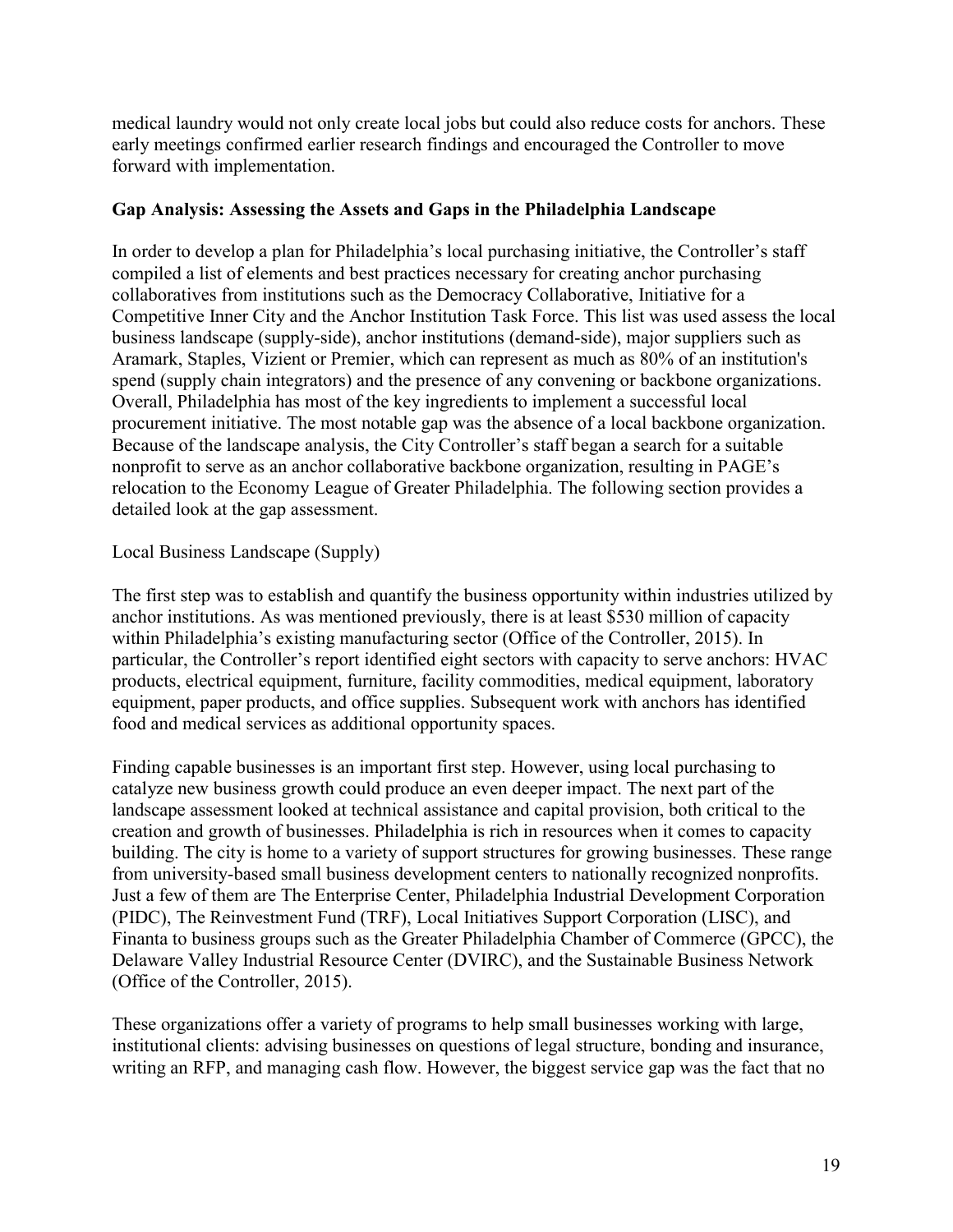medical laundry would not only create local jobs but could also reduce costs for anchors. These early meetings confirmed earlier research findings and encouraged the Controller to move forward with implementation.

**Gap Analysis: Assessing the Assets and Gaps in the Philadelphia Landscape**

In order to develop a plan for Philadelphia's local purchasing initiative, the Controller's staff compiled a list of elements and best practices necessary for creating anchor purchasing collaboratives from institutions such as the Democracy Collaborative, Initiative for a Competitive Inner City and the Anchor Institution Task Force. This list was used assess the local business landscape (supply-side), anchor institutions (demand-side), major suppliers such as Aramark, Staples, Vizient or Premier, which can represent as much as 80% of an institution's spend (supply chain integrators) and the presence of any convening or backbone organizations. Overall, Philadelphia has most of the key ingredients to implement a successful local procurement initiative. The most notable gap was the absence of a local backbone organization. Because of the landscape analysis, the City Controller's staff began a search for a suitable nonprofit to serve as an anchor collaborative backbone organization, resulting in PAGE's relocation to the Economy League of Greater Philadelphia. The following section provides a detailed look at the gap assessment.

Local Business Landscape (Supply)

The first step was to establish and quantify the business opportunity within industries utilized by anchor institutions. As was mentioned previously, there is at least $530 million of capacity within Philadelphia's existing manufacturing sector (Office of the Controller, 2015). In particular, the Controller's report identified eight sectors with capacity to serve anchors: HVAC products, electrical equipment, furniture, facility commodities, medical equipment, laboratory equipment, paper products, and office supplies. Subsequent work with anchors has identified food and medical services as additional opportunity spaces.

Finding capable businesses is an important first step. However, using local purchasing to catalyze new business growth could produce an even deeper impact. The next part of the landscape assessment looked at technical assistance and capital provision, both critical to the creation and growth of businesses. Philadelphia is rich in resources when it comes to capacity building. The city is home to a variety of support structures for growing businesses. These range from university-based small business development centers to nationally recognized nonprofits. Just a few of them are The Enterprise Center, Philadelphia Industrial Development Corporation (PIDC), The Reinvestment Fund (TRF), Local Initiatives Support Corporation (LISC), and Finanta to business groups such as the Greater Philadelphia Chamber of Commerce (GPCC), the Delaware Valley Industrial Resource Center (DVIRC), and the Sustainable Business Network (Office of the Controller, 2015).

These organizations offer a variety of programs to help small businesses working with large, institutional clients: advising businesses on questions of legal structure, bonding and insurance, writing an RFP, and managing cash flow. However, the biggest service gap was the fact that no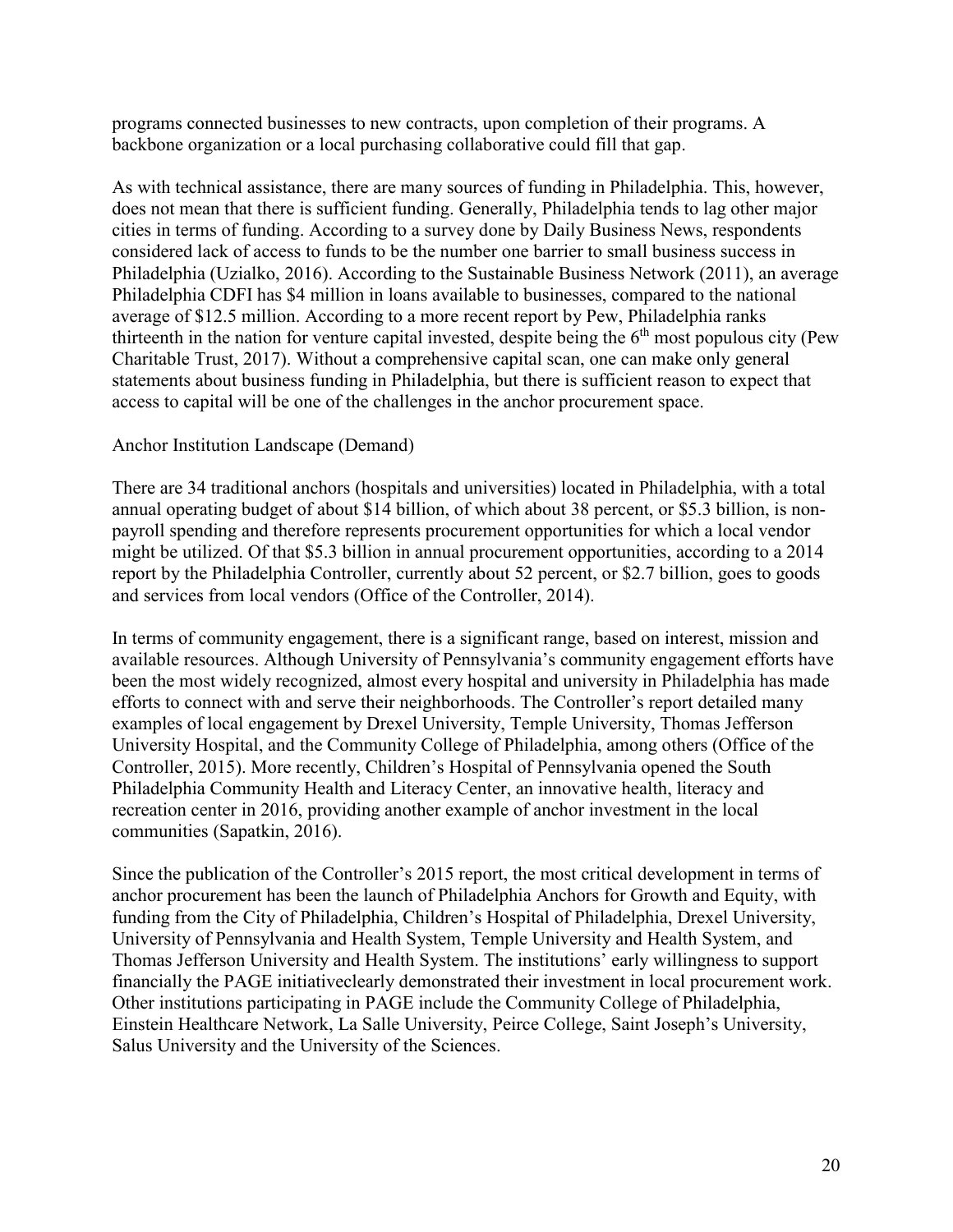programs connected businesses to new contracts, upon completion of their programs. A backbone organization or a local purchasing collaborative could fill that gap.

As with technical assistance, there are many sources of funding in Philadelphia. This, however, does not mean that there is sufficient funding. Generally, Philadelphia tends to lag other major cities in terms of funding. According to a survey done by Daily Business News, respondents considered lack of access to funds to be the number one barrier to small business success in Philadelphia (Uzialko, 2016). According to the Sustainable Business Network (2011), an average Philadelphia CDFI has $4 million in loans available to businesses, compared to the national average of $12.5 million. According to a more recent report by Pew, Philadelphia ranks thirteenth in the nation for venture capital invested, despite being the 6th most populous city (Pew Charitable Trust, 2017). Without a comprehensive capital scan, one can make only general statements about business funding in Philadelphia, but there is sufficient reason to expect that access to capital will be one of the challenges in the anchor procurement space.

Anchor Institution Landscape (Demand)

There are 34 traditional anchors (hospitals and universities) located in Philadelphia, with a total annual operating budget of about $14 billion, of which about 38 percent, or $5.3 billion, is non-payroll spending and therefore represents procurement opportunities for which a local vendor might be utilized. Of that $5.3 billion in annual procurement opportunities, according to a 2014 report by the Philadelphia Controller, currently about 52 percent, or $2.7 billion, goes to goods and services from local vendors (Office of the Controller, 2014).

In terms of community engagement, there is a significant range, based on interest, mission and available resources. Although University of Pennsylvania's community engagement efforts have been the most widely recognized, almost every hospital and university in Philadelphia has made efforts to connect with and serve their neighborhoods. The Controller's report detailed many examples of local engagement by Drexel University, Temple University, Thomas Jefferson University Hospital, and the Community College of Philadelphia, among others (Office of the Controller, 2015). More recently, Children's Hospital of Pennsylvania opened the South Philadelphia Community Health and Literacy Center, an innovative health, literacy and recreation center in 2016, providing another example of anchor investment in the local communities (Sapatkin, 2016).

Since the publication of the Controller's 2015 report, the most critical development in terms of anchor procurement has been the launch of Philadelphia Anchors for Growth and Equity, with funding from the City of Philadelphia, Children's Hospital of Philadelphia, Drexel University, University of Pennsylvania and Health System, Temple University and Health System, and Thomas Jefferson University and Health System. The institutions' early willingness to support financially the PAGE initiativeclearly demonstrated their investment in local procurement work. Other institutions participating in PAGE include the Community College of Philadelphia, Einstein Healthcare Network, La Salle University, Peirce College, Saint Joseph's University, Salus University and the University of the Sciences.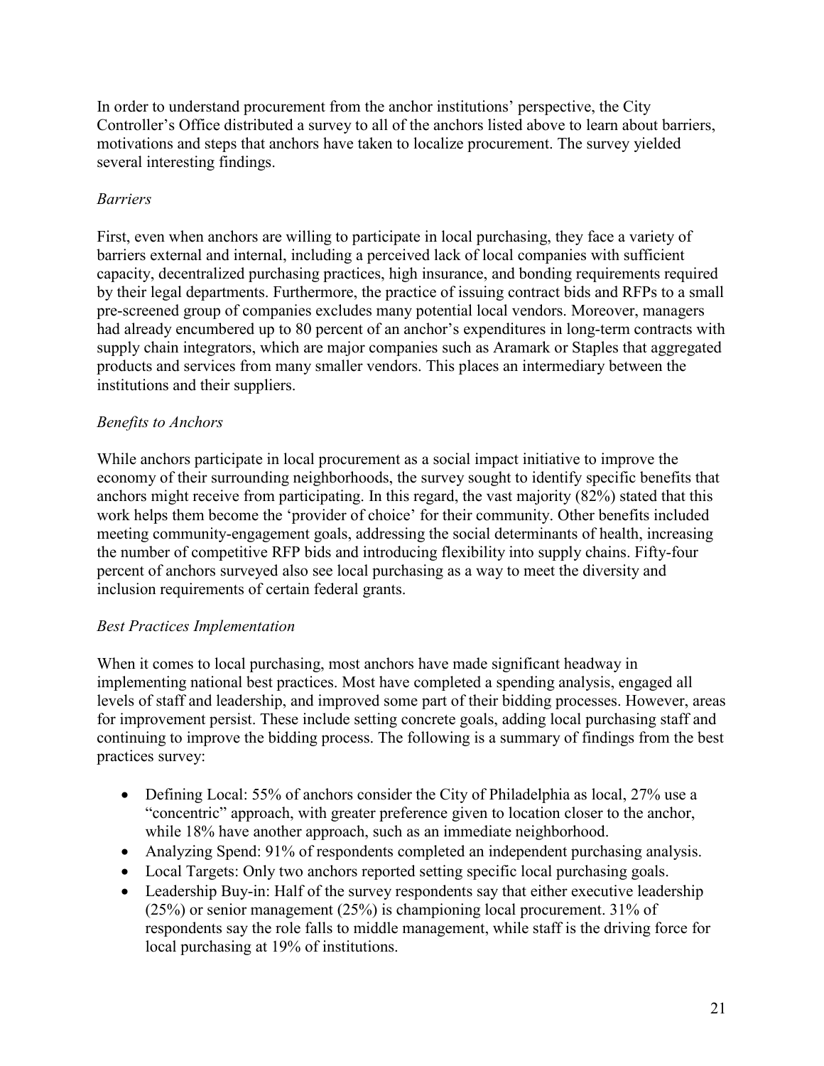In order to understand procurement from the anchor institutions' perspective, the City Controller's Office distributed a survey to all of the anchors listed above to learn about barriers, motivations and steps that anchors have taken to localize procurement. The survey yielded several interesting findings.

*Barriers*

First, even when anchors are willing to participate in local purchasing, they face a variety of barriers external and internal, including a perceived lack of local companies with sufficient capacity, decentralized purchasing practices, high insurance, and bonding requirements required by their legal departments. Furthermore, the practice of issuing contract bids and RFPs to a small pre-screened group of companies excludes many potential local vendors. Moreover, managers had already encumbered up to 80 percent of an anchor's expenditures in long-term contracts with supply chain integrators, which are major companies such as Aramark or Staples that aggregated products and services from many smaller vendors. This places an intermediary between the institutions and their suppliers.

*Benefits to Anchors*

While anchors participate in local procurement as a social impact initiative to improve the economy of their surrounding neighborhoods, the survey sought to identify specific benefits that anchors might receive from participating. In this regard, the vast majority (82%) stated that this work helps them become the 'provider of choice' for their community. Other benefits included meeting community-engagement goals, addressing the social determinants of health, increasing the number of competitive RFP bids and introducing flexibility into supply chains. Fifty-four percent of anchors surveyed also see local purchasing as a way to meet the diversity and inclusion requirements of certain federal grants.

*Best Practices Implementation*

When it comes to local purchasing, most anchors have made significant headway in implementing national best practices. Most have completed a spending analysis, engaged all levels of staff and leadership, and improved some part of their bidding processes. However, areas for improvement persist. These include setting concrete goals, adding local purchasing staff and continuing to improve the bidding process. The following is a summary of findings from the best practices survey:

- Defining Local: 55% of anchors consider the City of Philadelphia as local, 27% use a "concentric" approach, with greater preference given to location closer to the anchor, while 18% have another approach, such as an immediate neighborhood.
- Analyzing Spend: 91% of respondents completed an independent purchasing analysis.
- Local Targets: Only two anchors reported setting specific local purchasing goals.
- Leadership Buy-in: Half of the survey respondents say that either executive leadership (25%) or senior management (25%) is championing local procurement. 31% of respondents say the role falls to middle management, while staff is the driving force for local purchasing at 19% of institutions.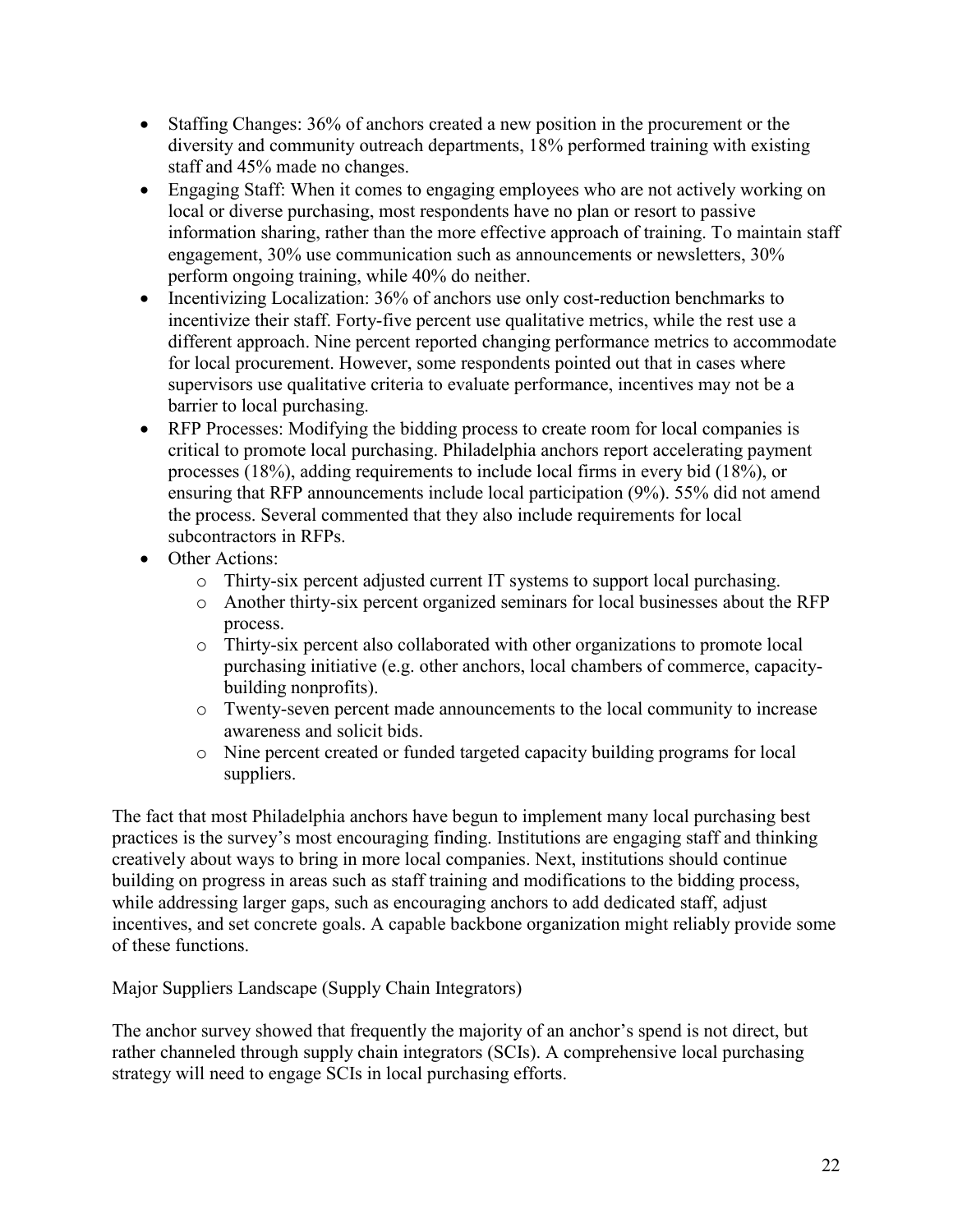- Staffing Changes: 36% of anchors created a new position in the procurement or the diversity and community outreach departments, 18% performed training with existing staff and 45% made no changes.
- Engaging Staff: When it comes to engaging employees who are not actively working on local or diverse purchasing, most respondents have no plan or resort to passive information sharing, rather than the more effective approach of training. To maintain staff engagement, 30% use communication such as announcements or newsletters, 30% perform ongoing training, while 40% do neither.
- Incentivizing Localization: 36% of anchors use only cost-reduction benchmarks to incentivize their staff. Forty-five percent use qualitative metrics, while the rest use a different approach. Nine percent reported changing performance metrics to accommodate for local procurement. However, some respondents pointed out that in cases where supervisors use qualitative criteria to evaluate performance, incentives may not be a barrier to local purchasing.
- RFP Processes: Modifying the bidding process to create room for local companies is critical to promote local purchasing. Philadelphia anchors report accelerating payment processes (18%), adding requirements to include local firms in every bid (18%), or ensuring that RFP announcements include local participation (9%). 55% did not amend the process. Several commented that they also include requirements for local subcontractors in RFPs.
- Other Actions:
  - Thirty-six percent adjusted current IT systems to support local purchasing.
  - Another thirty-six percent organized seminars for local businesses about the RFP process.
  - Thirty-six percent also collaborated with other organizations to promote local purchasing initiative (e.g. other anchors, local chambers of commerce, capacity-building nonprofits).
  - Twenty-seven percent made announcements to the local community to increase awareness and solicit bids.
  - Nine percent created or funded targeted capacity building programs for local suppliers.

The fact that most Philadelphia anchors have begun to implement many local purchasing best practices is the survey's most encouraging finding. Institutions are engaging staff and thinking creatively about ways to bring in more local companies. Next, institutions should continue building on progress in areas such as staff training and modifications to the bidding process, while addressing larger gaps, such as encouraging anchors to add dedicated staff, adjust incentives, and set concrete goals. A capable backbone organization might reliably provide some of these functions.

Major Suppliers Landscape (Supply Chain Integrators)

The anchor survey showed that frequently the majority of an anchor's spend is not direct, but rather channeled through supply chain integrators (SCIs). A comprehensive local purchasing strategy will need to engage SCIs in local purchasing efforts.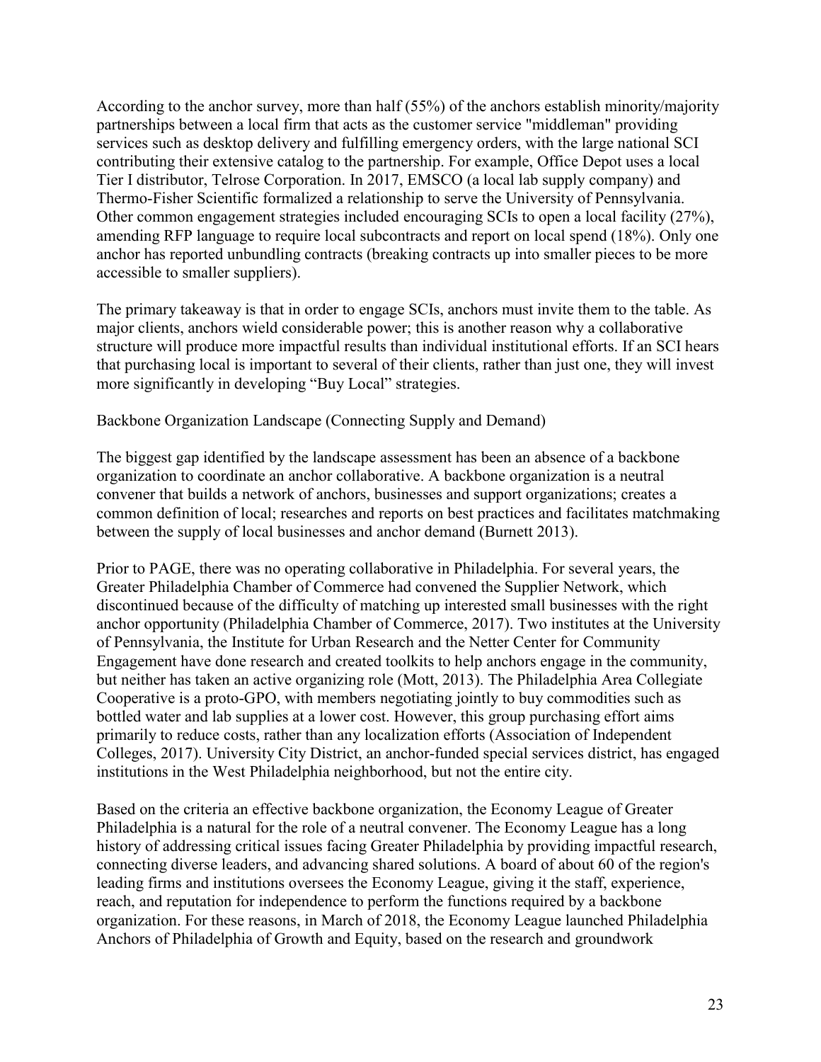According to the anchor survey, more than half (55%) of the anchors establish minority/majority partnerships between a local firm that acts as the customer service "middleman" providing services such as desktop delivery and fulfilling emergency orders, with the large national SCI contributing their extensive catalog to the partnership. For example, Office Depot uses a local Tier I distributor, Telrose Corporation. In 2017, EMSCO (a local lab supply company) and Thermo-Fisher Scientific formalized a relationship to serve the University of Pennsylvania. Other common engagement strategies included encouraging SCIs to open a local facility (27%), amending RFP language to require local subcontracts and report on local spend (18%). Only one anchor has reported unbundling contracts (breaking contracts up into smaller pieces to be more accessible to smaller suppliers).

The primary takeaway is that in order to engage SCIs, anchors must invite them to the table. As major clients, anchors wield considerable power; this is another reason why a collaborative structure will produce more impactful results than individual institutional efforts. If an SCI hears that purchasing local is important to several of their clients, rather than just one, they will invest more significantly in developing "Buy Local" strategies.

Backbone Organization Landscape (Connecting Supply and Demand)

The biggest gap identified by the landscape assessment has been an absence of a backbone organization to coordinate an anchor collaborative. A backbone organization is a neutral convener that builds a network of anchors, businesses and support organizations; creates a common definition of local; researches and reports on best practices and facilitates matchmaking between the supply of local businesses and anchor demand (Burnett 2013).

Prior to PAGE, there was no operating collaborative in Philadelphia. For several years, the Greater Philadelphia Chamber of Commerce had convened the Supplier Network, which discontinued because of the difficulty of matching up interested small businesses with the right anchor opportunity (Philadelphia Chamber of Commerce, 2017). Two institutes at the University of Pennsylvania, the Institute for Urban Research and the Netter Center for Community Engagement have done research and created toolkits to help anchors engage in the community, but neither has taken an active organizing role (Mott, 2013). The Philadelphia Area Collegiate Cooperative is a proto-GPO, with members negotiating jointly to buy commodities such as bottled water and lab supplies at a lower cost. However, this group purchasing effort aims primarily to reduce costs, rather than any localization efforts (Association of Independent Colleges, 2017). University City District, an anchor-funded special services district, has engaged institutions in the West Philadelphia neighborhood, but not the entire city.

Based on the criteria an effective backbone organization, the Economy League of Greater Philadelphia is a natural for the role of a neutral convener. The Economy League has a long history of addressing critical issues facing Greater Philadelphia by providing impactful research, connecting diverse leaders, and advancing shared solutions. A board of about 60 of the region's leading firms and institutions oversees the Economy League, giving it the staff, experience, reach, and reputation for independence to perform the functions required by a backbone organization. For these reasons, in March of 2018, the Economy League launched Philadelphia Anchors of Philadelphia of Growth and Equity, based on the research and groundwork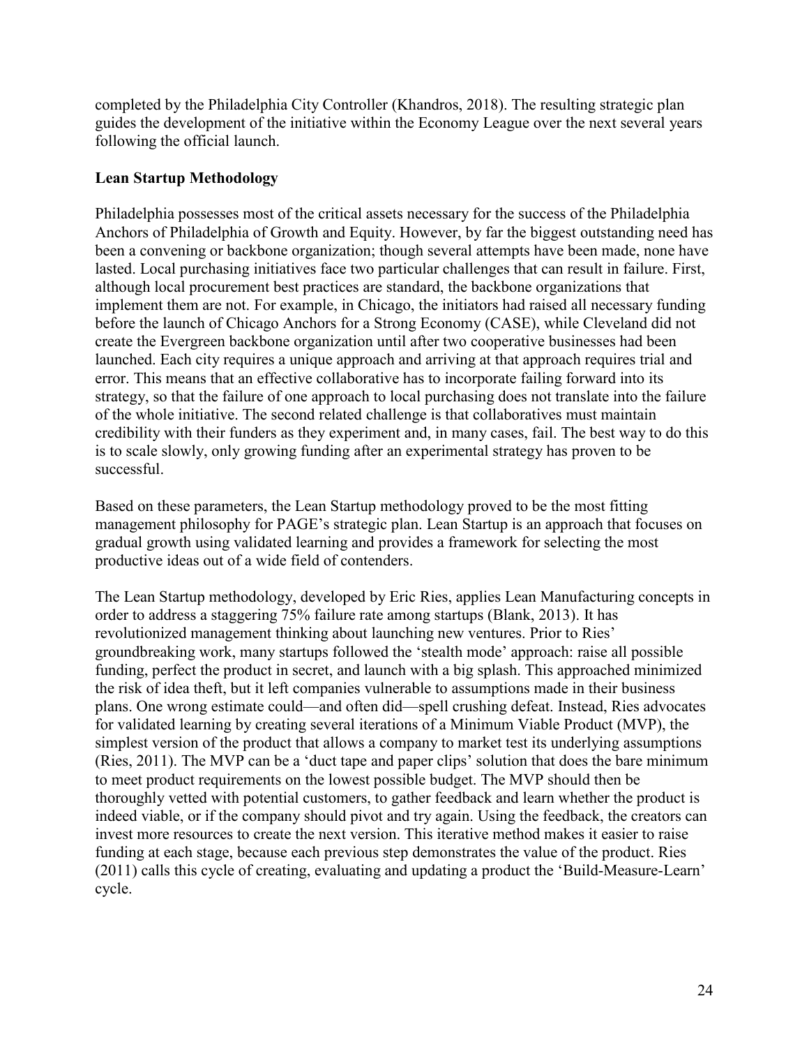completed by the Philadelphia City Controller (Khandros, 2018). The resulting strategic plan guides the development of the initiative within the Economy League over the next several years following the official launch.

**Lean Startup Methodology**

Philadelphia possesses most of the critical assets necessary for the success of the Philadelphia Anchors of Philadelphia of Growth and Equity. However, by far the biggest outstanding need has been a convening or backbone organization; though several attempts have been made, none have lasted. Local purchasing initiatives face two particular challenges that can result in failure. First, although local procurement best practices are standard, the backbone organizations that implement them are not. For example, in Chicago, the initiators had raised all necessary funding before the launch of Chicago Anchors for a Strong Economy (CASE), while Cleveland did not create the Evergreen backbone organization until after two cooperative businesses had been launched. Each city requires a unique approach and arriving at that approach requires trial and error. This means that an effective collaborative has to incorporate failing forward into its strategy, so that the failure of one approach to local purchasing does not translate into the failure of the whole initiative. The second related challenge is that collaboratives must maintain credibility with their funders as they experiment and, in many cases, fail. The best way to do this is to scale slowly, only growing funding after an experimental strategy has proven to be successful.

Based on these parameters, the Lean Startup methodology proved to be the most fitting management philosophy for PAGE's strategic plan. Lean Startup is an approach that focuses on gradual growth using validated learning and provides a framework for selecting the most productive ideas out of a wide field of contenders.

The Lean Startup methodology, developed by Eric Ries, applies Lean Manufacturing concepts in order to address a staggering 75% failure rate among startups (Blank, 2013). It has revolutionized management thinking about launching new ventures. Prior to Ries' groundbreaking work, many startups followed the 'stealth mode' approach: raise all possible funding, perfect the product in secret, and launch with a big splash. This approached minimized the risk of idea theft, but it left companies vulnerable to assumptions made in their business plans. One wrong estimate could—and often did—spell crushing defeat. Instead, Ries advocates for validated learning by creating several iterations of a Minimum Viable Product (MVP), the simplest version of the product that allows a company to market test its underlying assumptions (Ries, 2011). The MVP can be a 'duct tape and paper clips' solution that does the bare minimum to meet product requirements on the lowest possible budget. The MVP should then be thoroughly vetted with potential customers, to gather feedback and learn whether the product is indeed viable, or if the company should pivot and try again. Using the feedback, the creators can invest more resources to create the next version. This iterative method makes it easier to raise funding at each stage, because each previous step demonstrates the value of the product. Ries (2011) calls this cycle of creating, evaluating and updating a product the 'Build-Measure-Learn' cycle.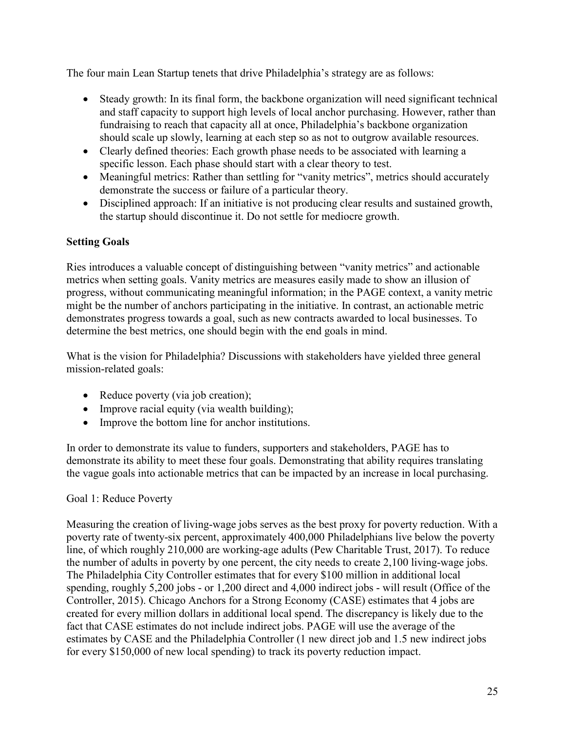The four main Lean Startup tenets that drive Philadelphia's strategy are as follows:

- Steady growth: In its final form, the backbone organization will need significant technical and staff capacity to support high levels of local anchor purchasing. However, rather than fundraising to reach that capacity all at once, Philadelphia's backbone organization should scale up slowly, learning at each step so as not to outgrow available resources.
- Clearly defined theories: Each growth phase needs to be associated with learning a specific lesson. Each phase should start with a clear theory to test.
- Meaningful metrics: Rather than settling for "vanity metrics", metrics should accurately demonstrate the success or failure of a particular theory.
- Disciplined approach: If an initiative is not producing clear results and sustained growth, the startup should discontinue it. Do not settle for mediocre growth.

**Setting Goals**

Ries introduces a valuable concept of distinguishing between "vanity metrics" and actionable metrics when setting goals. Vanity metrics are measures easily made to show an illusion of progress, without communicating meaningful information; in the PAGE context, a vanity metric might be the number of anchors participating in the initiative. In contrast, an actionable metric demonstrates progress towards a goal, such as new contracts awarded to local businesses. To determine the best metrics, one should begin with the end goals in mind.

What is the vision for Philadelphia? Discussions with stakeholders have yielded three general mission-related goals:

- Reduce poverty (via job creation);
- Improve racial equity (via wealth building);
- Improve the bottom line for anchor institutions.

In order to demonstrate its value to funders, supporters and stakeholders, PAGE has to demonstrate its ability to meet these four goals. Demonstrating that ability requires translating the vague goals into actionable metrics that can be impacted by an increase in local purchasing.

Goal 1: Reduce Poverty

Measuring the creation of living-wage jobs serves as the best proxy for poverty reduction. With a poverty rate of twenty-six percent, approximately 400,000 Philadelphians live below the poverty line, of which roughly 210,000 are working-age adults (Pew Charitable Trust, 2017). To reduce the number of adults in poverty by one percent, the city needs to create 2,100 living-wage jobs. The Philadelphia City Controller estimates that for every $100 million in additional local spending, roughly 5,200 jobs - or 1,200 direct and 4,000 indirect jobs - will result (Office of the Controller, 2015). Chicago Anchors for a Strong Economy (CASE) estimates that 4 jobs are created for every million dollars in additional local spend. The discrepancy is likely due to the fact that CASE estimates do not include indirect jobs. PAGE will use the average of the estimates by CASE and the Philadelphia Controller (1 new direct job and 1.5 new indirect jobs for every $150,000 of new local spending) to track its poverty reduction impact.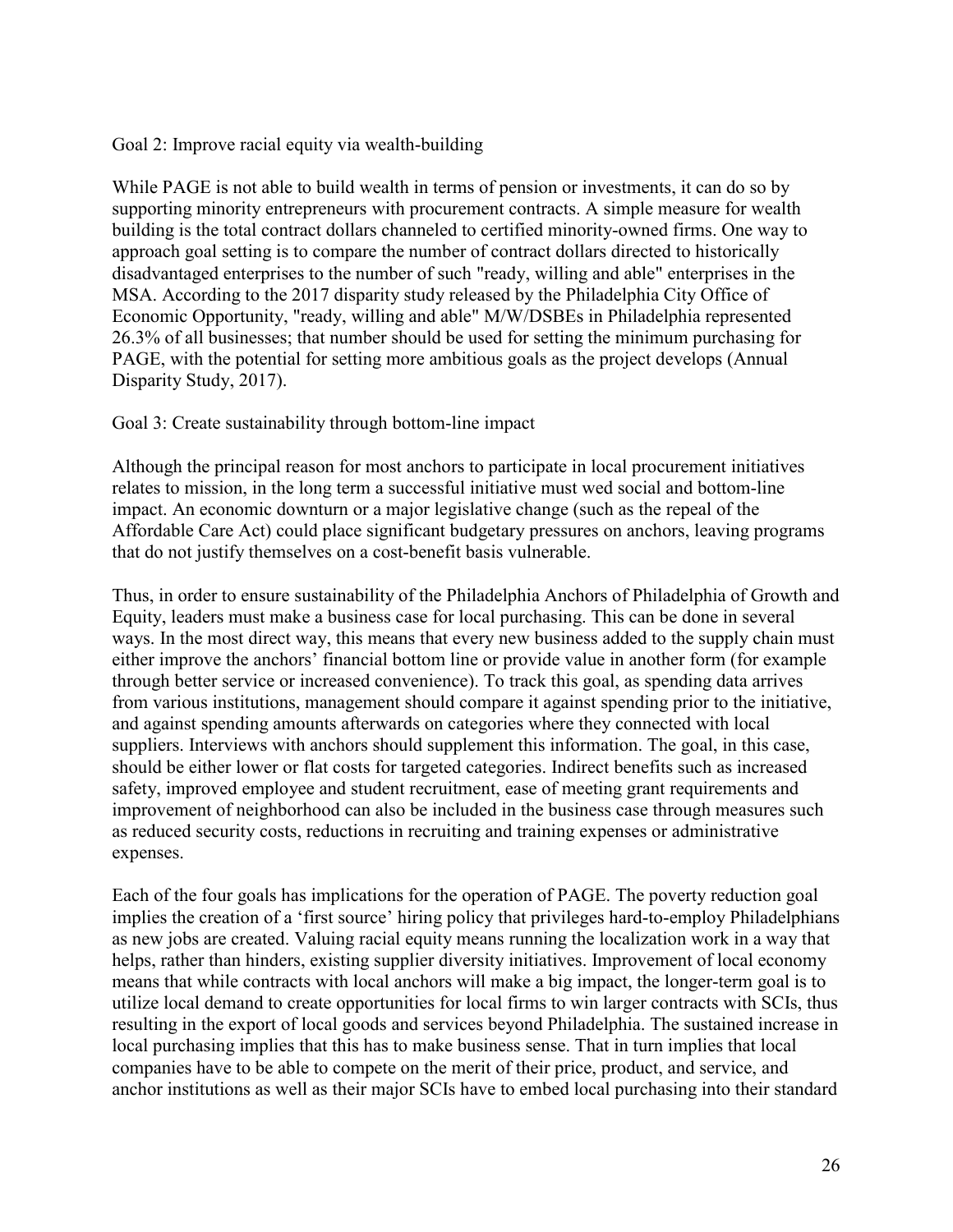Goal 2: Improve racial equity via wealth-building

While PAGE is not able to build wealth in terms of pension or investments, it can do so by supporting minority entrepreneurs with procurement contracts. A simple measure for wealth building is the total contract dollars channeled to certified minority-owned firms. One way to approach goal setting is to compare the number of contract dollars directed to historically disadvantaged enterprises to the number of such "ready, willing and able" enterprises in the MSA. According to the 2017 disparity study released by the Philadelphia City Office of Economic Opportunity, "ready, willing and able" M/W/DSBEs in Philadelphia represented 26.3% of all businesses; that number should be used for setting the minimum purchasing for PAGE, with the potential for setting more ambitious goals as the project develops (Annual Disparity Study, 2017).

Goal 3: Create sustainability through bottom-line impact

Although the principal reason for most anchors to participate in local procurement initiatives relates to mission, in the long term a successful initiative must wed social and bottom-line impact. An economic downturn or a major legislative change (such as the repeal of the Affordable Care Act) could place significant budgetary pressures on anchors, leaving programs that do not justify themselves on a cost-benefit basis vulnerable.

Thus, in order to ensure sustainability of the Philadelphia Anchors of Philadelphia of Growth and Equity, leaders must make a business case for local purchasing. This can be done in several ways. In the most direct way, this means that every new business added to the supply chain must either improve the anchors' financial bottom line or provide value in another form (for example through better service or increased convenience). To track this goal, as spending data arrives from various institutions, management should compare it against spending prior to the initiative, and against spending amounts afterwards on categories where they connected with local suppliers. Interviews with anchors should supplement this information. The goal, in this case, should be either lower or flat costs for targeted categories. Indirect benefits such as increased safety, improved employee and student recruitment, ease of meeting grant requirements and improvement of neighborhood can also be included in the business case through measures such as reduced security costs, reductions in recruiting and training expenses or administrative expenses.

Each of the four goals has implications for the operation of PAGE. The poverty reduction goal implies the creation of a 'first source' hiring policy that privileges hard-to-employ Philadelphians as new jobs are created. Valuing racial equity means running the localization work in a way that helps, rather than hinders, existing supplier diversity initiatives. Improvement of local economy means that while contracts with local anchors will make a big impact, the longer-term goal is to utilize local demand to create opportunities for local firms to win larger contracts with SCIs, thus resulting in the export of local goods and services beyond Philadelphia. The sustained increase in local purchasing implies that this has to make business sense. That in turn implies that local companies have to be able to compete on the merit of their price, product, and service, and anchor institutions as well as their major SCIs have to embed local purchasing into their standard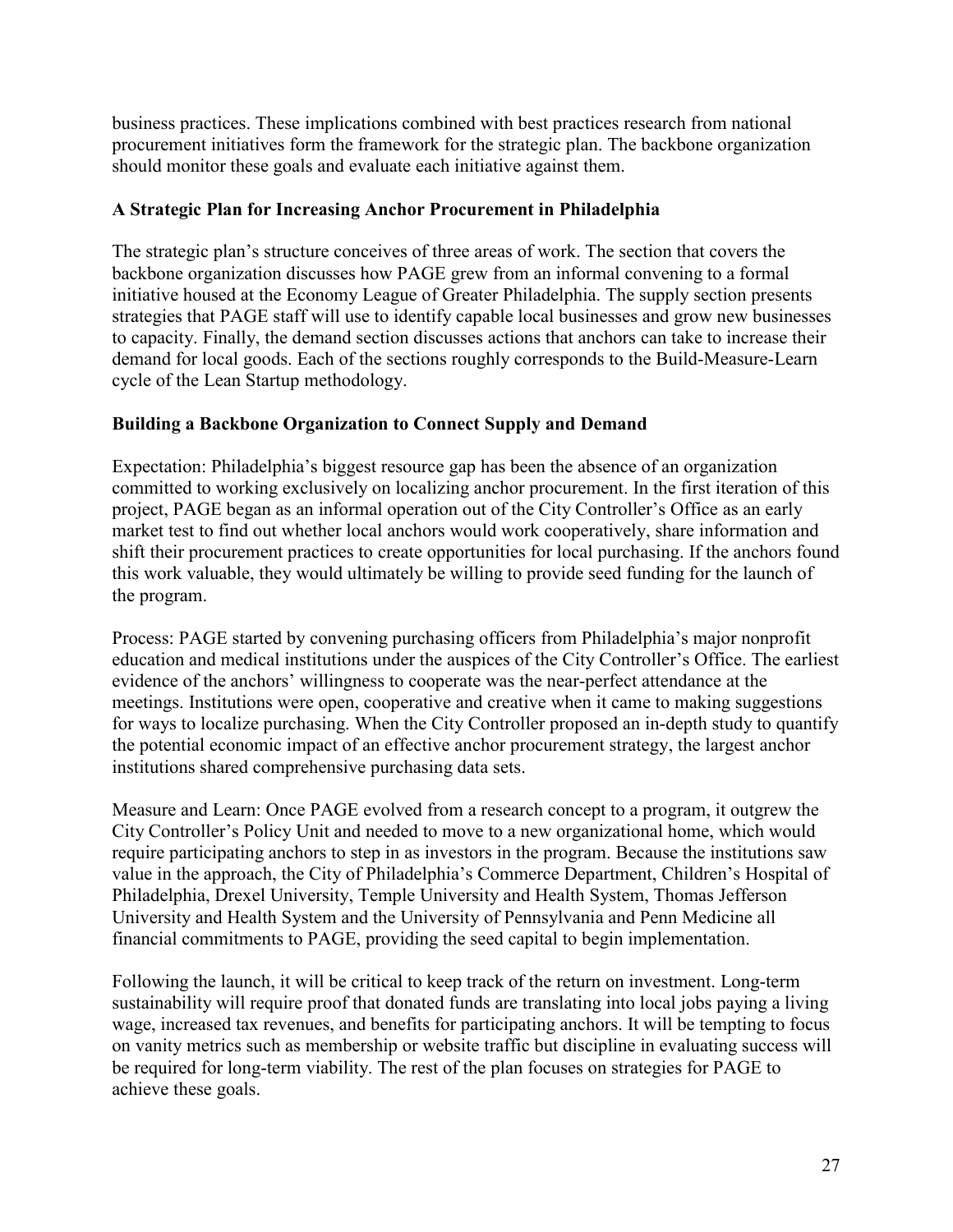business practices. These implications combined with best practices research from national procurement initiatives form the framework for the strategic plan. The backbone organization should monitor these goals and evaluate each initiative against them.

### A Strategic Plan for Increasing Anchor Procurement in Philadelphia

The strategic plan's structure conceives of three areas of work. The section that covers the backbone organization discusses how PAGE grew from an informal convening to a formal initiative housed at the Economy League of Greater Philadelphia. The supply section presents strategies that PAGE staff will use to identify capable local businesses and grow new businesses to capacity. Finally, the demand section discusses actions that anchors can take to increase their demand for local goods. Each of the sections roughly corresponds to the Build-Measure-Learn cycle of the Lean Startup methodology.

### Building a Backbone Organization to Connect Supply and Demand

Expectation: Philadelphia's biggest resource gap has been the absence of an organization committed to working exclusively on localizing anchor procurement. In the first iteration of this project, PAGE began as an informal operation out of the City Controller's Office as an early market test to find out whether local anchors would work cooperatively, share information and shift their procurement practices to create opportunities for local purchasing. If the anchors found this work valuable, they would ultimately be willing to provide seed funding for the launch of the program.

Process: PAGE started by convening purchasing officers from Philadelphia's major nonprofit education and medical institutions under the auspices of the City Controller's Office. The earliest evidence of the anchors' willingness to cooperate was the near-perfect attendance at the meetings. Institutions were open, cooperative and creative when it came to making suggestions for ways to localize purchasing. When the City Controller proposed an in-depth study to quantify the potential economic impact of an effective anchor procurement strategy, the largest anchor institutions shared comprehensive purchasing data sets.

Measure and Learn: Once PAGE evolved from a research concept to a program, it outgrew the City Controller's Policy Unit and needed to move to a new organizational home, which would require participating anchors to step in as investors in the program. Because the institutions saw value in the approach, the City of Philadelphia's Commerce Department, Children's Hospital of Philadelphia, Drexel University, Temple University and Health System, Thomas Jefferson University and Health System and the University of Pennsylvania and Penn Medicine all financial commitments to PAGE, providing the seed capital to begin implementation.

Following the launch, it will be critical to keep track of the return on investment. Long-term sustainability will require proof that donated funds are translating into local jobs paying a living wage, increased tax revenues, and benefits for participating anchors. It will be tempting to focus on vanity metrics such as membership or website traffic but discipline in evaluating success will be required for long-term viability. The rest of the plan focuses on strategies for PAGE to achieve these goals.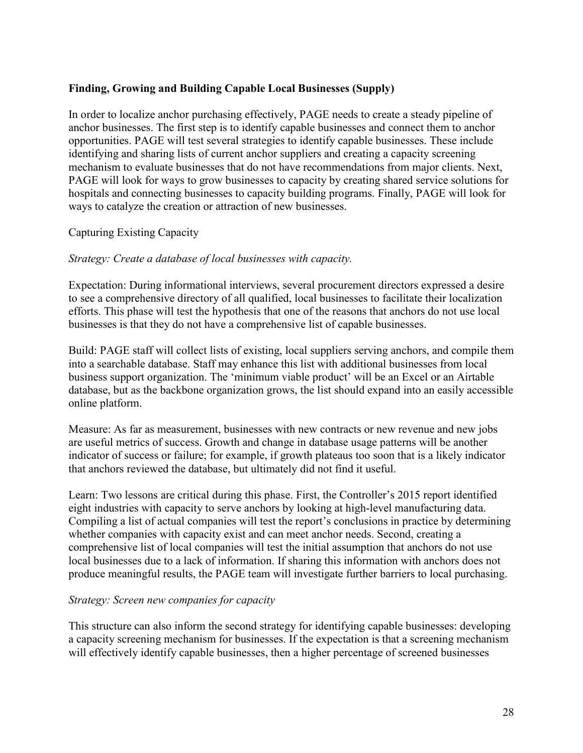**Finding, Growing and Building Capable Local Businesses (Supply)**

In order to localize anchor purchasing effectively, PAGE needs to create a steady pipeline of anchor businesses. The first step is to identify capable businesses and connect them to anchor opportunities. PAGE will test several strategies to identify capable businesses. These include identifying and sharing lists of current anchor suppliers and creating a capacity screening mechanism to evaluate businesses that do not have recommendations from major clients. Next, PAGE will look for ways to grow businesses to capacity by creating shared service solutions for hospitals and connecting businesses to capacity building programs. Finally, PAGE will look for ways to catalyze the creation or attraction of new businesses.

Capturing Existing Capacity

*Strategy: Create a database of local businesses with capacity.*

Expectation: During informational interviews, several procurement directors expressed a desire to see a comprehensive directory of all qualified, local businesses to facilitate their localization efforts. This phase will test the hypothesis that one of the reasons that anchors do not use local businesses is that they do not have a comprehensive list of capable businesses.

Build: PAGE staff will collect lists of existing, local suppliers serving anchors, and compile them into a searchable database. Staff may enhance this list with additional businesses from local business support organization. The 'minimum viable product' will be an Excel or an Airtable database, but as the backbone organization grows, the list should expand into an easily accessible online platform.

Measure: As far as measurement, businesses with new contracts or new revenue and new jobs are useful metrics of success. Growth and change in database usage patterns will be another indicator of success or failure; for example, if growth plateaus too soon that is a likely indicator that anchors reviewed the database, but ultimately did not find it useful.

Learn: Two lessons are critical during this phase. First, the Controller's 2015 report identified eight industries with capacity to serve anchors by looking at high-level manufacturing data. Compiling a list of actual companies will test the report's conclusions in practice by determining whether companies with capacity exist and can meet anchor needs. Second, creating a comprehensive list of local companies will test the initial assumption that anchors do not use local businesses due to a lack of information. If sharing this information with anchors does not produce meaningful results, the PAGE team will investigate further barriers to local purchasing.

*Strategy: Screen new companies for capacity*

This structure can also inform the second strategy for identifying capable businesses: developing a capacity screening mechanism for businesses. If the expectation is that a screening mechanism will effectively identify capable businesses, then a higher percentage of screened businesses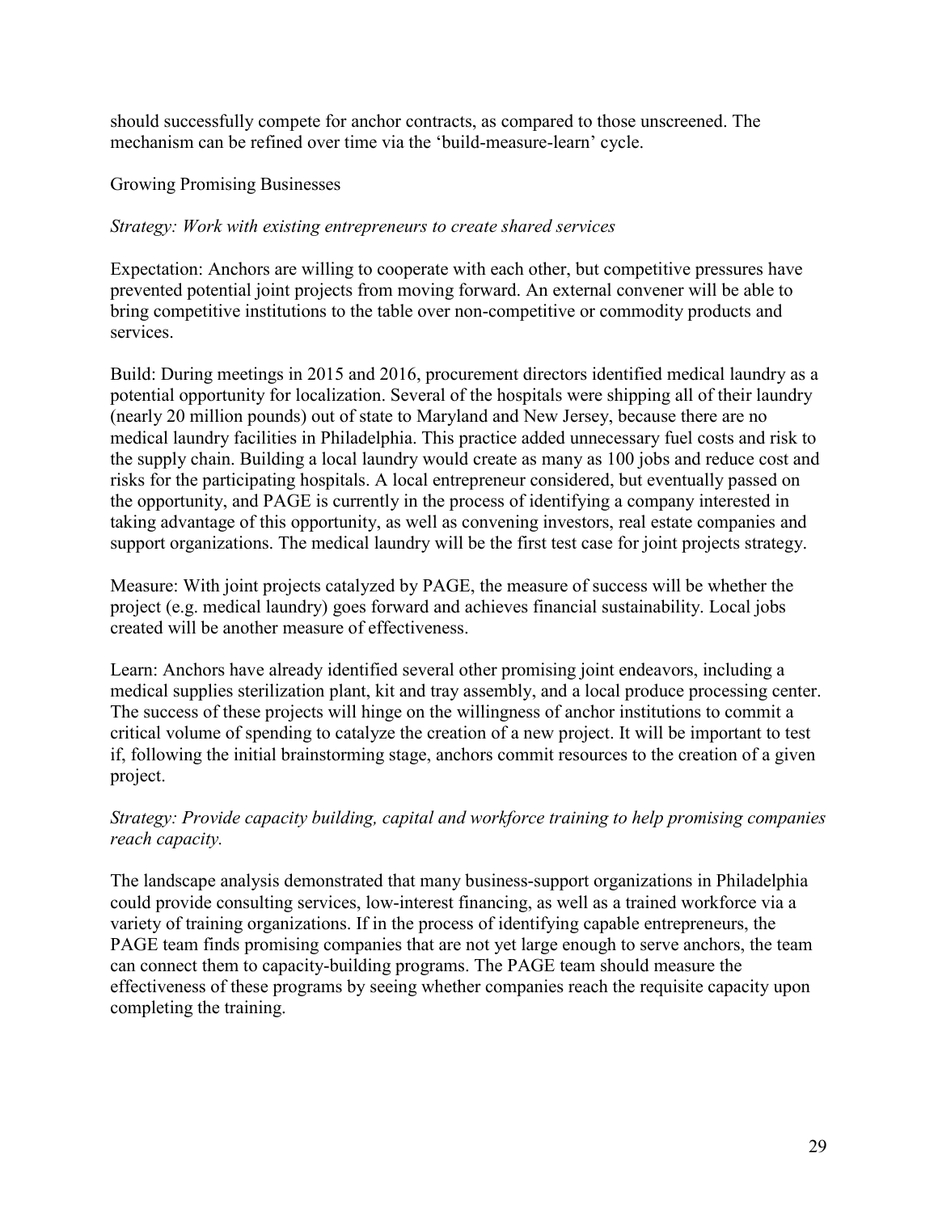should successfully compete for anchor contracts, as compared to those unscreened. The mechanism can be refined over time via the 'build-measure-learn' cycle.

## Growing Promising Businesses

*Strategy: Work with existing entrepreneurs to create shared services*

Expectation: Anchors are willing to cooperate with each other, but competitive pressures have prevented potential joint projects from moving forward. An external convener will be able to bring competitive institutions to the table over non-competitive or commodity products and services.

Build: During meetings in 2015 and 2016, procurement directors identified medical laundry as a potential opportunity for localization. Several of the hospitals were shipping all of their laundry (nearly 20 million pounds) out of state to Maryland and New Jersey, because there are no medical laundry facilities in Philadelphia. This practice added unnecessary fuel costs and risk to the supply chain. Building a local laundry would create as many as 100 jobs and reduce cost and risks for the participating hospitals. A local entrepreneur considered, but eventually passed on the opportunity, and PAGE is currently in the process of identifying a company interested in taking advantage of this opportunity, as well as convening investors, real estate companies and support organizations. The medical laundry will be the first test case for joint projects strategy.

Measure: With joint projects catalyzed by PAGE, the measure of success will be whether the project (e.g. medical laundry) goes forward and achieves financial sustainability. Local jobs created will be another measure of effectiveness.

Learn: Anchors have already identified several other promising joint endeavors, including a medical supplies sterilization plant, kit and tray assembly, and a local produce processing center. The success of these projects will hinge on the willingness of anchor institutions to commit a critical volume of spending to catalyze the creation of a new project. It will be important to test if, following the initial brainstorming stage, anchors commit resources to the creation of a given project.

*Strategy: Provide capacity building, capital and workforce training to help promising companies reach capacity.*

The landscape analysis demonstrated that many business-support organizations in Philadelphia could provide consulting services, low-interest financing, as well as a trained workforce via a variety of training organizations. If in the process of identifying capable entrepreneurs, the PAGE team finds promising companies that are not yet large enough to serve anchors, the team can connect them to capacity-building programs. The PAGE team should measure the effectiveness of these programs by seeing whether companies reach the requisite capacity upon completing the training.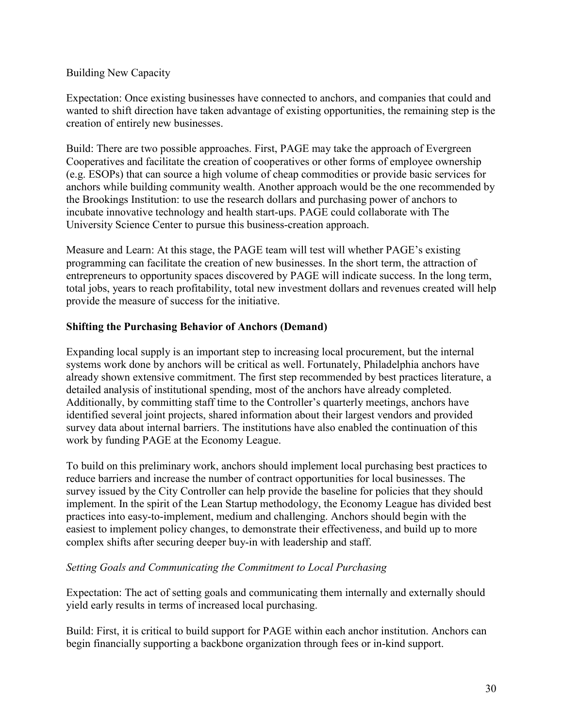Building New Capacity

Expectation: Once existing businesses have connected to anchors, and companies that could and wanted to shift direction have taken advantage of existing opportunities, the remaining step is the creation of entirely new businesses.

Build: There are two possible approaches. First, PAGE may take the approach of Evergreen Cooperatives and facilitate the creation of cooperatives or other forms of employee ownership (e.g. ESOPs) that can source a high volume of cheap commodities or provide basic services for anchors while building community wealth. Another approach would be the one recommended by the Brookings Institution: to use the research dollars and purchasing power of anchors to incubate innovative technology and health start-ups. PAGE could collaborate with The University Science Center to pursue this business-creation approach.

Measure and Learn: At this stage, the PAGE team will test will whether PAGE's existing programming can facilitate the creation of new businesses. In the short term, the attraction of entrepreneurs to opportunity spaces discovered by PAGE will indicate success. In the long term, total jobs, years to reach profitability, total new investment dollars and revenues created will help provide the measure of success for the initiative.

**Shifting the Purchasing Behavior of Anchors (Demand)**

Expanding local supply is an important step to increasing local procurement, but the internal systems work done by anchors will be critical as well. Fortunately, Philadelphia anchors have already shown extensive commitment. The first step recommended by best practices literature, a detailed analysis of institutional spending, most of the anchors have already completed. Additionally, by committing staff time to the Controller's quarterly meetings, anchors have identified several joint projects, shared information about their largest vendors and provided survey data about internal barriers. The institutions have also enabled the continuation of this work by funding PAGE at the Economy League.

To build on this preliminary work, anchors should implement local purchasing best practices to reduce barriers and increase the number of contract opportunities for local businesses. The survey issued by the City Controller can help provide the baseline for policies that they should implement. In the spirit of the Lean Startup methodology, the Economy League has divided best practices into easy-to-implement, medium and challenging. Anchors should begin with the easiest to implement policy changes, to demonstrate their effectiveness, and build up to more complex shifts after securing deeper buy-in with leadership and staff.

*Setting Goals and Communicating the Commitment to Local Purchasing*

Expectation: The act of setting goals and communicating them internally and externally should yield early results in terms of increased local purchasing.

Build: First, it is critical to build support for PAGE within each anchor institution. Anchors can begin financially supporting a backbone organization through fees or in-kind support.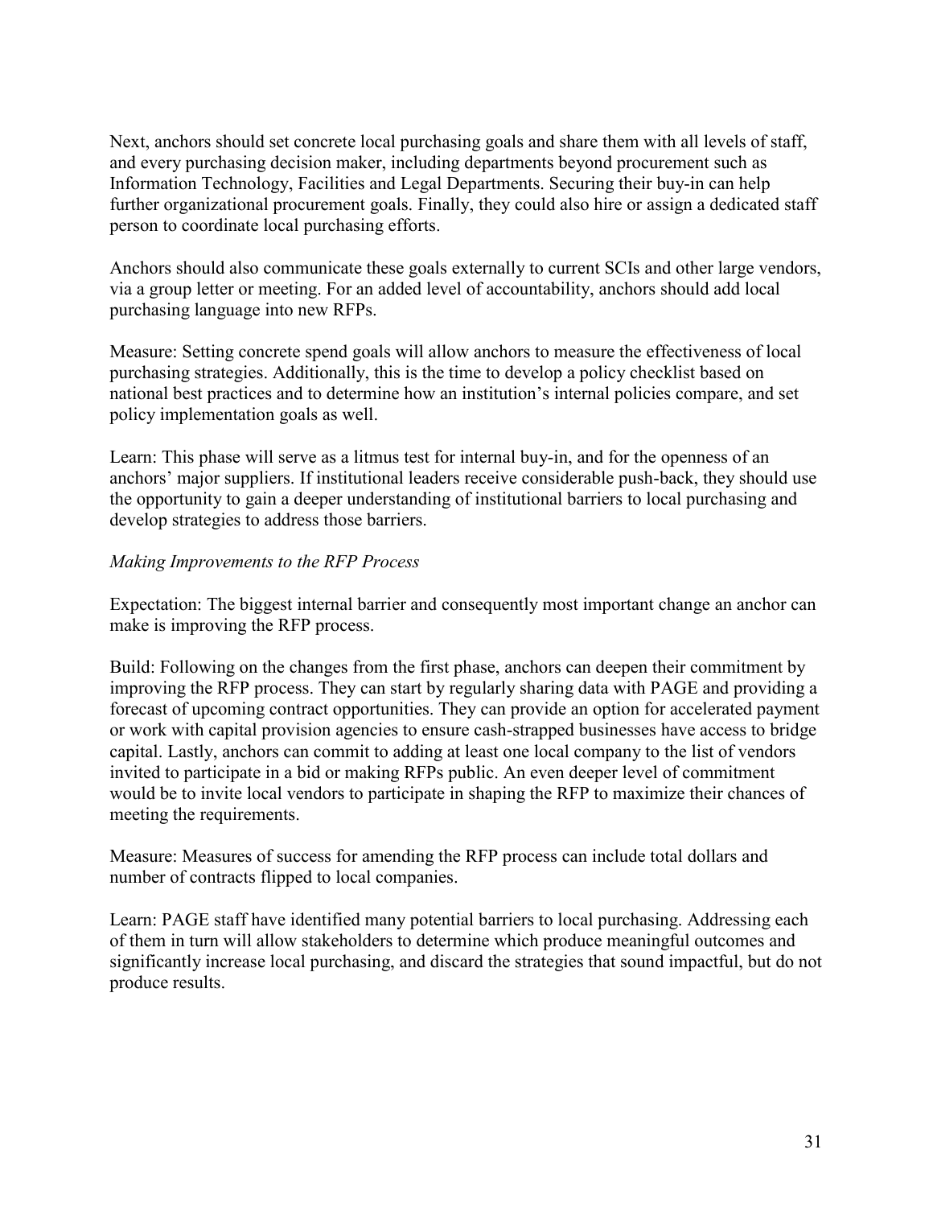Next, anchors should set concrete local purchasing goals and share them with all levels of staff, and every purchasing decision maker, including departments beyond procurement such as Information Technology, Facilities and Legal Departments. Securing their buy-in can help further organizational procurement goals. Finally, they could also hire or assign a dedicated staff person to coordinate local purchasing efforts.

Anchors should also communicate these goals externally to current SCIs and other large vendors, via a group letter or meeting. For an added level of accountability, anchors should add local purchasing language into new RFPs.

Measure: Setting concrete spend goals will allow anchors to measure the effectiveness of local purchasing strategies. Additionally, this is the time to develop a policy checklist based on national best practices and to determine how an institution's internal policies compare, and set policy implementation goals as well.

Learn: This phase will serve as a litmus test for internal buy-in, and for the openness of an anchors' major suppliers. If institutional leaders receive considerable push-back, they should use the opportunity to gain a deeper understanding of institutional barriers to local purchasing and develop strategies to address those barriers.

*Making Improvements to the RFP Process*

Expectation: The biggest internal barrier and consequently most important change an anchor can make is improving the RFP process.

Build: Following on the changes from the first phase, anchors can deepen their commitment by improving the RFP process. They can start by regularly sharing data with PAGE and providing a forecast of upcoming contract opportunities. They can provide an option for accelerated payment or work with capital provision agencies to ensure cash-strapped businesses have access to bridge capital. Lastly, anchors can commit to adding at least one local company to the list of vendors invited to participate in a bid or making RFPs public. An even deeper level of commitment would be to invite local vendors to participate in shaping the RFP to maximize their chances of meeting the requirements.

Measure: Measures of success for amending the RFP process can include total dollars and number of contracts flipped to local companies.

Learn: PAGE staff have identified many potential barriers to local purchasing. Addressing each of them in turn will allow stakeholders to determine which produce meaningful outcomes and significantly increase local purchasing, and discard the strategies that sound impactful, but do not produce results.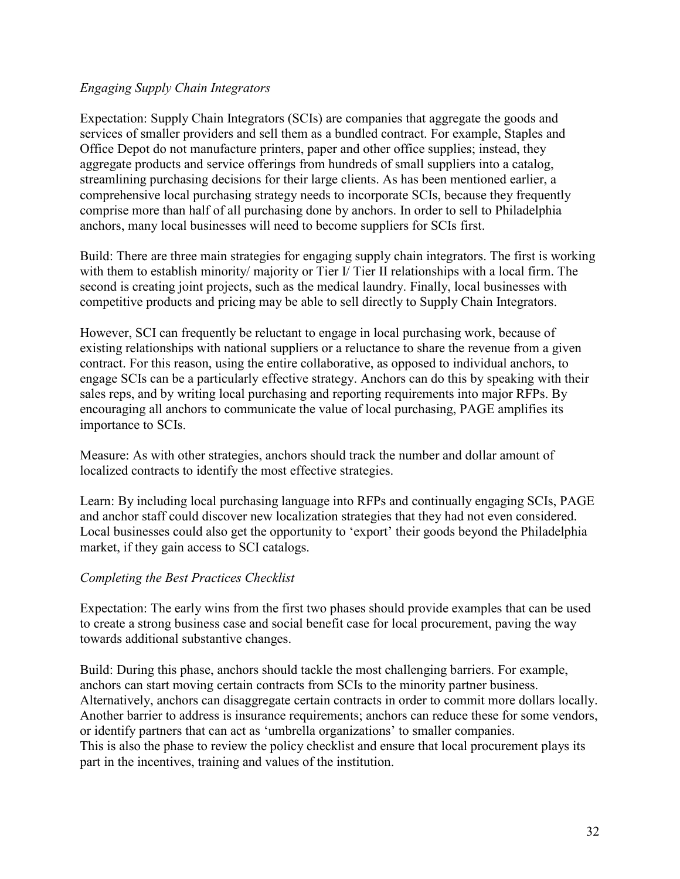*Engaging Supply Chain Integrators*

Expectation: Supply Chain Integrators (SCIs) are companies that aggregate the goods and services of smaller providers and sell them as a bundled contract. For example, Staples and Office Depot do not manufacture printers, paper and other office supplies; instead, they aggregate products and service offerings from hundreds of small suppliers into a catalog, streamlining purchasing decisions for their large clients. As has been mentioned earlier, a comprehensive local purchasing strategy needs to incorporate SCIs, because they frequently comprise more than half of all purchasing done by anchors. In order to sell to Philadelphia anchors, many local businesses will need to become suppliers for SCIs first.

Build: There are three main strategies for engaging supply chain integrators. The first is working with them to establish minority/ majority or Tier I/ Tier II relationships with a local firm. The second is creating joint projects, such as the medical laundry. Finally, local businesses with competitive products and pricing may be able to sell directly to Supply Chain Integrators.

However, SCI can frequently be reluctant to engage in local purchasing work, because of existing relationships with national suppliers or a reluctance to share the revenue from a given contract. For this reason, using the entire collaborative, as opposed to individual anchors, to engage SCIs can be a particularly effective strategy. Anchors can do this by speaking with their sales reps, and by writing local purchasing and reporting requirements into major RFPs. By encouraging all anchors to communicate the value of local purchasing, PAGE amplifies its importance to SCIs.

Measure: As with other strategies, anchors should track the number and dollar amount of localized contracts to identify the most effective strategies.

Learn: By including local purchasing language into RFPs and continually engaging SCIs, PAGE and anchor staff could discover new localization strategies that they had not even considered. Local businesses could also get the opportunity to 'export' their goods beyond the Philadelphia market, if they gain access to SCI catalogs.

*Completing the Best Practices Checklist*

Expectation: The early wins from the first two phases should provide examples that can be used to create a strong business case and social benefit case for local procurement, paving the way towards additional substantive changes.

Build: During this phase, anchors should tackle the most challenging barriers. For example, anchors can start moving certain contracts from SCIs to the minority partner business. Alternatively, anchors can disaggregate certain contracts in order to commit more dollars locally. Another barrier to address is insurance requirements; anchors can reduce these for some vendors, or identify partners that can act as 'umbrella organizations' to smaller companies.
This is also the phase to review the policy checklist and ensure that local procurement plays its part in the incentives, training and values of the institution.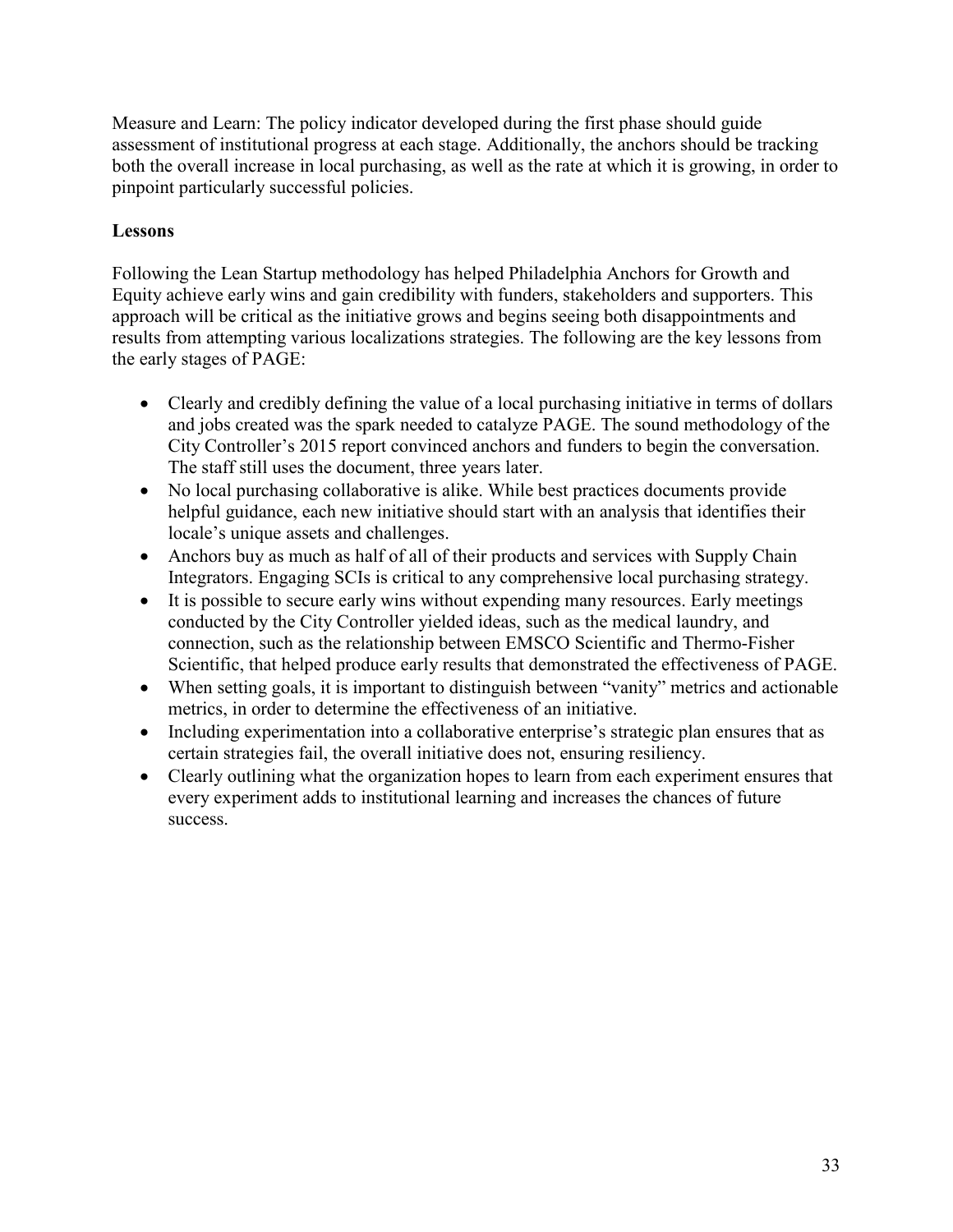Measure and Learn: The policy indicator developed during the first phase should guide assessment of institutional progress at each stage. Additionally, the anchors should be tracking both the overall increase in local purchasing, as well as the rate at which it is growing, in order to pinpoint particularly successful policies.

**Lessons**

Following the Lean Startup methodology has helped Philadelphia Anchors for Growth and Equity achieve early wins and gain credibility with funders, stakeholders and supporters. This approach will be critical as the initiative grows and begins seeing both disappointments and results from attempting various localizations strategies. The following are the key lessons from the early stages of PAGE:

- Clearly and credibly defining the value of a local purchasing initiative in terms of dollars and jobs created was the spark needed to catalyze PAGE. The sound methodology of the City Controller's 2015 report convinced anchors and funders to begin the conversation. The staff still uses the document, three years later.
- No local purchasing collaborative is alike. While best practices documents provide helpful guidance, each new initiative should start with an analysis that identifies their locale's unique assets and challenges.
- Anchors buy as much as half of all of their products and services with Supply Chain Integrators. Engaging SCIs is critical to any comprehensive local purchasing strategy.
- It is possible to secure early wins without expending many resources. Early meetings conducted by the City Controller yielded ideas, such as the medical laundry, and connection, such as the relationship between EMSCO Scientific and Thermo-Fisher Scientific, that helped produce early results that demonstrated the effectiveness of PAGE.
- When setting goals, it is important to distinguish between "vanity" metrics and actionable metrics, in order to determine the effectiveness of an initiative.
- Including experimentation into a collaborative enterprise's strategic plan ensures that as certain strategies fail, the overall initiative does not, ensuring resiliency.
- Clearly outlining what the organization hopes to learn from each experiment ensures that every experiment adds to institutional learning and increases the chances of future success.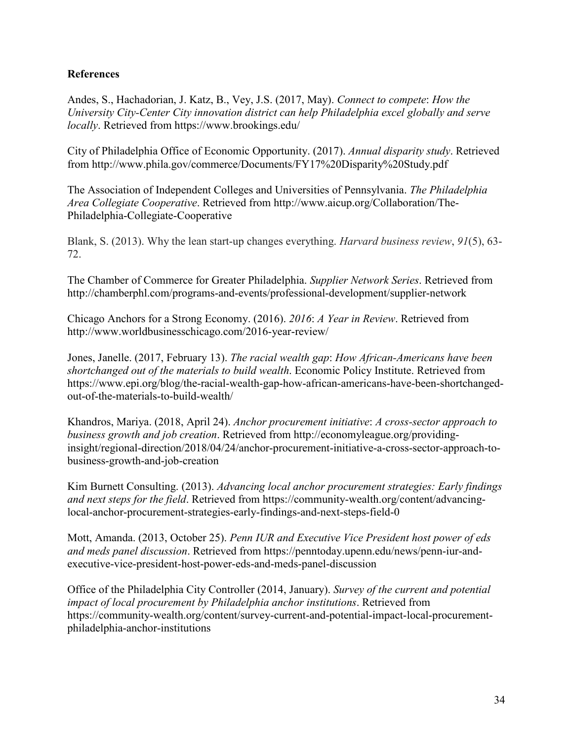**References**

Andes, S., Hachadorian, J. Katz, B., Vey, J.S. (2017, May). *Connect to compete*: *How the University City-Center City innovation district can help Philadelphia excel globally and serve locally*. Retrieved from https://www.brookings.edu/

City of Philadelphia Office of Economic Opportunity. (2017). *Annual disparity study*. Retrieved from http://www.phila.gov/commerce/Documents/FY17%20Disparity%20Study.pdf

The Association of Independent Colleges and Universities of Pennsylvania. *The Philadelphia Area Collegiate Cooperative*. Retrieved from http://www.aicup.org/Collaboration/The-Philadelphia-Collegiate-Cooperative

Blank, S. (2013). Why the lean start-up changes everything. *Harvard business review*, *91*(5), 63-72.

The Chamber of Commerce for Greater Philadelphia. *Supplier Network Series*. Retrieved from http://chamberphl.com/programs-and-events/professional-development/supplier-network

Chicago Anchors for a Strong Economy. (2016). *2016*: *A Year in Review*. Retrieved from http://www.worldbusinesschicago.com/2016-year-review/

Jones, Janelle. (2017, February 13). *The racial wealth gap*: *How African-Americans have been shortchanged out of the materials to build wealth*. Economic Policy Institute. Retrieved from https://www.epi.org/blog/the-racial-wealth-gap-how-african-americans-have-been-shortchanged-out-of-the-materials-to-build-wealth/

Khandros, Mariya. (2018, April 24). *Anchor procurement initiative*: *A cross-sector approach to business growth and job creation*. Retrieved from http://economyleague.org/providing-insight/regional-direction/2018/04/24/anchor-procurement-initiative-a-cross-sector-approach-to-business-growth-and-job-creation

Kim Burnett Consulting. (2013). *Advancing local anchor procurement strategies: Early findings and next steps for the field*. Retrieved from https://community-wealth.org/content/advancing-local-anchor-procurement-strategies-early-findings-and-next-steps-field-0

Mott, Amanda. (2013, October 25). *Penn IUR and Executive Vice President host power of eds and meds panel discussion*. Retrieved from https://penntoday.upenn.edu/news/penn-iur-and-executive-vice-president-host-power-eds-and-meds-panel-discussion

Office of the Philadelphia City Controller (2014, January). *Survey of the current and potential impact of local procurement by Philadelphia anchor institutions*. Retrieved from https://community-wealth.org/content/survey-current-and-potential-impact-local-procurement-philadelphia-anchor-institutions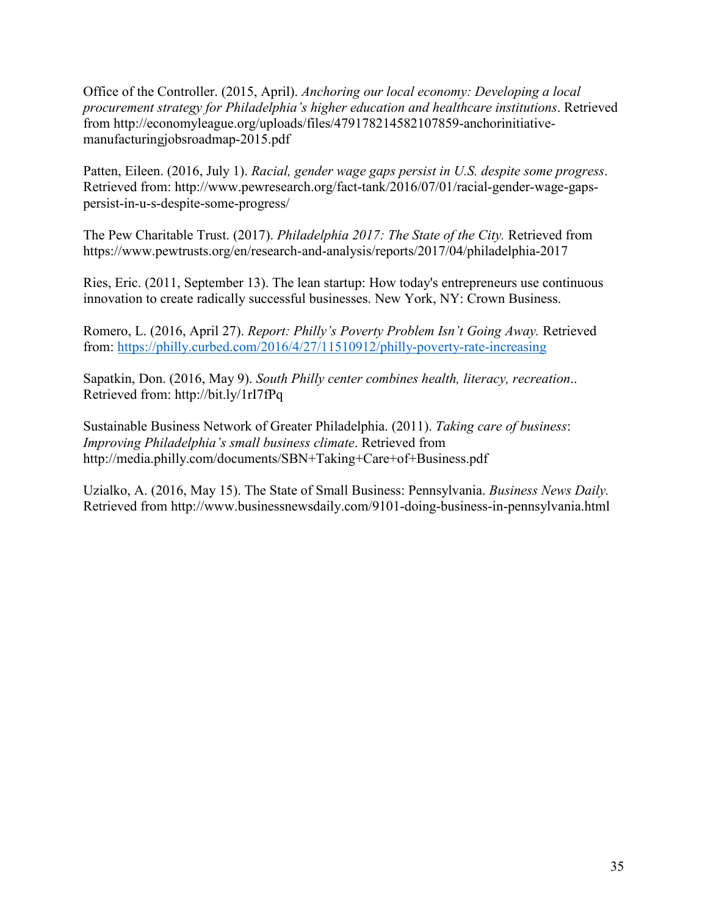Office of the Controller. (2015, April). *Anchoring our local economy: Developing a local procurement strategy for Philadelphia's higher education and healthcare institutions*. Retrieved from http://economyleague.org/uploads/files/479178214582107859-anchorinitiative-manufacturingjobsroadmap-2015.pdf

Patten, Eileen. (2016, July 1). *Racial, gender wage gaps persist in U.S. despite some progress*. Retrieved from: http://www.pewresearch.org/fact-tank/2016/07/01/racial-gender-wage-gaps-persist-in-u-s-despite-some-progress/

The Pew Charitable Trust. (2017). *Philadelphia 2017: The State of the City.* Retrieved from https://www.pewtrusts.org/en/research-and-analysis/reports/2017/04/philadelphia-2017

Ries, Eric. (2011, September 13). The lean startup: How today's entrepreneurs use continuous innovation to create radically successful businesses. New York, NY: Crown Business.

Romero, L. (2016, April 27). *Report: Philly's Poverty Problem Isn't Going Away.* Retrieved from: https://philly.curbed.com/2016/4/27/11510912/philly-poverty-rate-increasing

Sapatkin, Don. (2016, May 9). *South Philly center combines health, literacy, recreation*.. Retrieved from: http://bit.ly/1rI7fPq

Sustainable Business Network of Greater Philadelphia. (2011). *Taking care of business*: *Improving Philadelphia's small business climate*. Retrieved from http://media.philly.com/documents/SBN+Taking+Care+of+Business.pdf

Uzialko, A. (2016, May 15). The State of Small Business: Pennsylvania. *Business News Daily.* Retrieved from http://www.businessnewsdaily.com/9101-doing-business-in-pennsylvania.html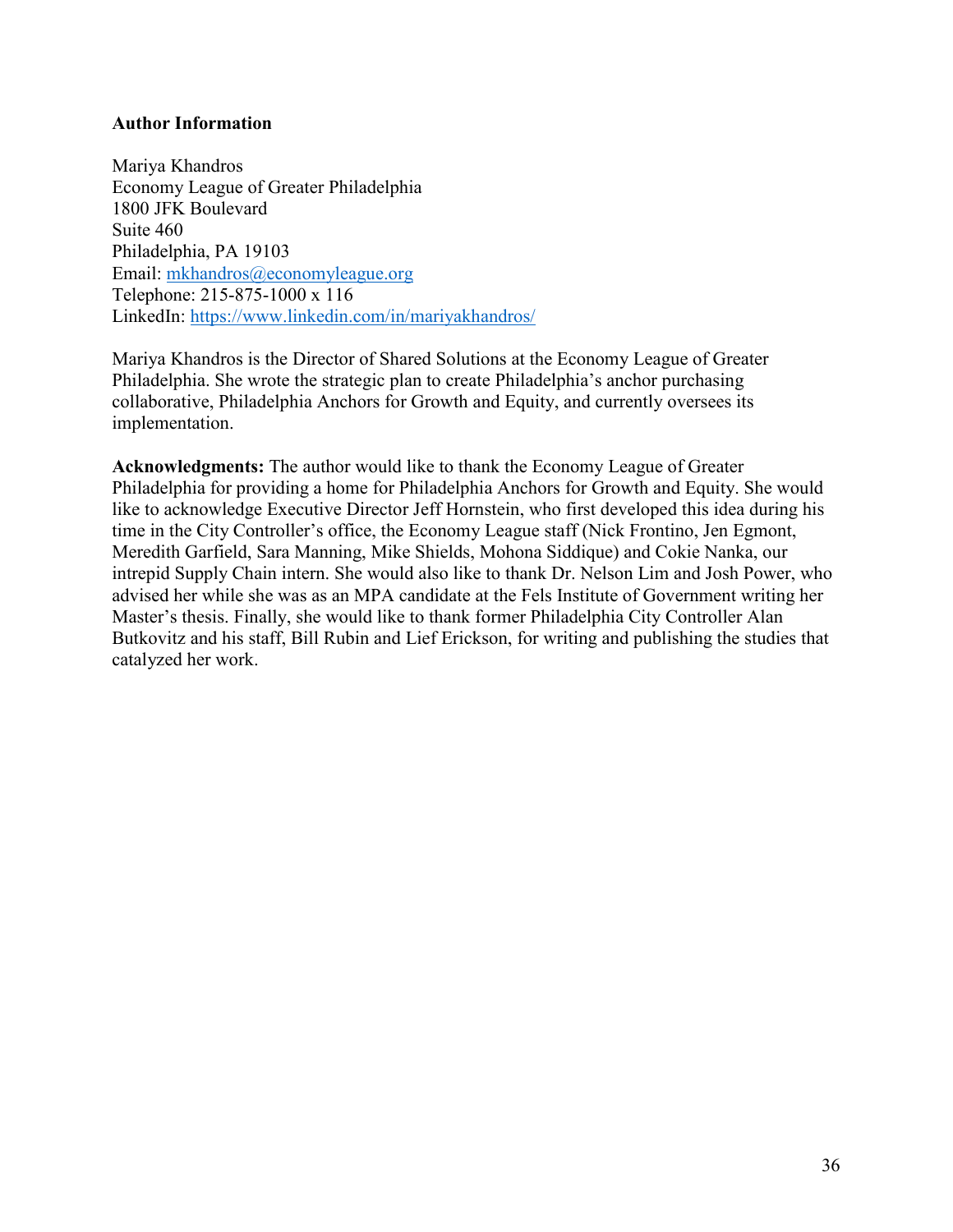**Author Information**

Mariya Khandros
Economy League of Greater Philadelphia
1800 JFK Boulevard
Suite 460
Philadelphia, PA 19103
Email: mkhandros@economyleague.org
Telephone: 215-875-1000 x 116
LinkedIn: https://www.linkedin.com/in/mariyakhandros/

Mariya Khandros is the Director of Shared Solutions at the Economy League of Greater Philadelphia. She wrote the strategic plan to create Philadelphia's anchor purchasing collaborative, Philadelphia Anchors for Growth and Equity, and currently oversees its implementation.

**Acknowledgments:** The author would like to thank the Economy League of Greater Philadelphia for providing a home for Philadelphia Anchors for Growth and Equity. She would like to acknowledge Executive Director Jeff Hornstein, who first developed this idea during his time in the City Controller's office, the Economy League staff (Nick Frontino, Jen Egmont, Meredith Garfield, Sara Manning, Mike Shields, Mohona Siddique) and Cokie Nanka, our intrepid Supply Chain intern. She would also like to thank Dr. Nelson Lim and Josh Power, who advised her while she was as an MPA candidate at the Fels Institute of Government writing her Master's thesis. Finally, she would like to thank former Philadelphia City Controller Alan Butkovitz and his staff, Bill Rubin and Lief Erickson, for writing and publishing the studies that catalyzed her work.